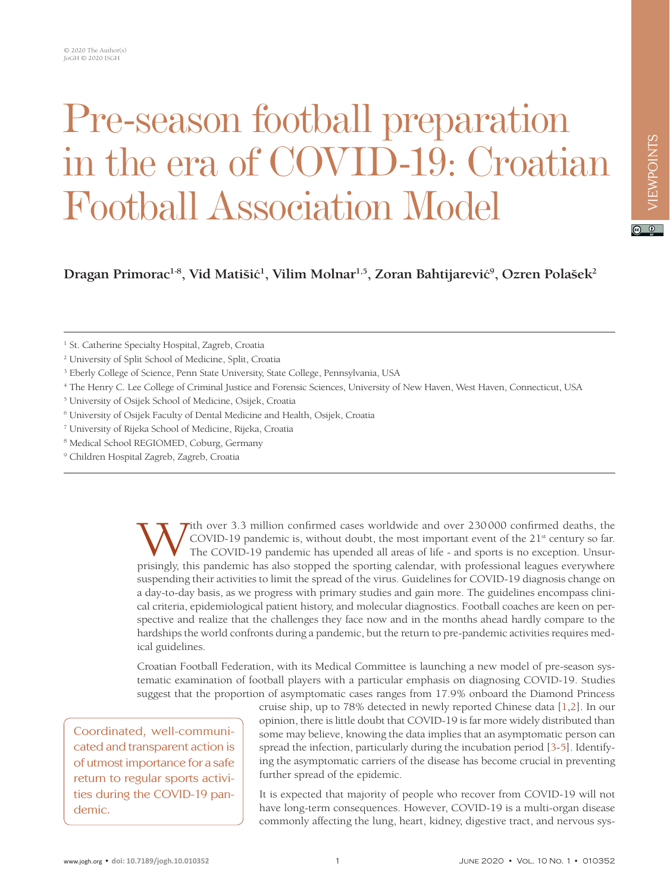# Pre-season football preparation in the era of COVID-19: Croatian Football Association Model

**Dragan Primorac[1-8], Vid Matišić[1], Vilim Molnar[1,5], Zoran Bahtijarević[9], Ozren Polašek[2]**

[1] St. Catherine Specialty Hospital, Zagreb, Croatia
[2] University of Split School of Medicine, Split, Croatia
[3] Eberly College of Science, Penn State University, State College, Pennsylvania, USA
[4] The Henry C. Lee College of Criminal Justice and Forensic Sciences, University of New Haven, West Haven, Connecticut, USA
[5] University of Osijek School of Medicine, Osijek, Croatia
[6] University of Osijek Faculty of Dental Medicine and Health, Osijek, Croatia
[7] University of Rijeka School of Medicine, Rijeka, Croatia
[8] Medical School REGIOMED, Coburg, Germany
[9] Children Hospital Zagreb, Zagreb, Croatia

With over 3.3 million confirmed cases worldwide and over 230 000 confirmed deaths, the COVID-19 pandemic is, without doubt, the most important event of the 21st century so far. The COVID-19 pandemic has upended all areas of life - and sports is no exception. Unsurprisingly, this pandemic has also stopped the sporting calendar, with professional leagues everywhere suspending their activities to limit the spread of the virus. Guidelines for COVID-19 diagnosis change on a day-to-day basis, as we progress with primary studies and gain more. The guidelines encompass clinical criteria, epidemiological patient history, and molecular diagnostics. Football coaches are keen on perspective and realize that the challenges they face now and in the months ahead hardly compare to the hardships the world confronts during a pandemic, but the return to pre-pandemic activities requires medical guidelines.

Croatian Football Federation, with its Medical Committee is launching a new model of pre-season systematic examination of football players with a particular emphasis on diagnosing COVID-19. Studies suggest that the proportion of asymptomatic cases ranges from 17.9% onboard the Diamond Princess cruise ship, up to 78% detected in newly reported Chinese data [1,2]. In our opinion, there is little doubt that COVID-19 is far more widely distributed than some may believe, knowing the data implies that an asymptomatic person can spread the infection, particularly during the incubation period [3-5]. Identifying the asymptomatic carriers of the disease has become crucial in preventing further spread of the epidemic.

> Coordinated, well-communicated and transparent action is of utmost importance for a safe return to regular sports activities during the COVID-19 pandemic.

It is expected that majority of people who recover from COVID-19 will not have long-term consequences. However, COVID-19 is a multi-organ disease commonly affecting the lung, heart, kidney, digestive tract, and nervous sys-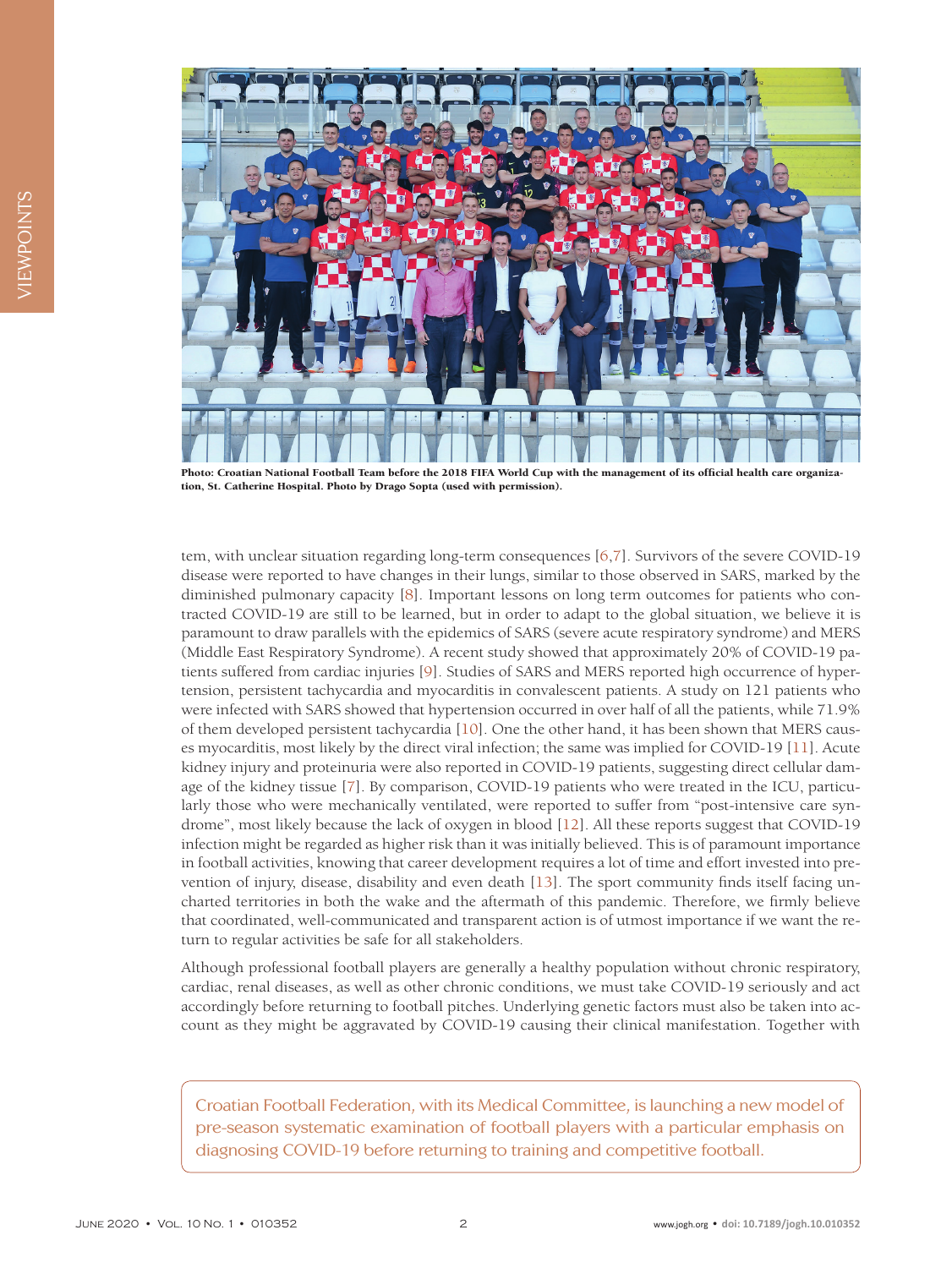Photo: Croatian National Football Team before the 2018 FIFA World Cup with the management of its official health care organization, St. Catherine Hospital. Photo by Drago Sopta (used with permission).

tem, with unclear situation regarding long-term consequences [6,7]. Survivors of the severe COVID-19 disease were reported to have changes in their lungs, similar to those observed in SARS, marked by the diminished pulmonary capacity [8]. Important lessons on long term outcomes for patients who contracted COVID-19 are still to be learned, but in order to adapt to the global situation, we believe it is paramount to draw parallels with the epidemics of SARS (severe acute respiratory syndrome) and MERS (Middle East Respiratory Syndrome). A recent study showed that approximately 20% of COVID-19 patients suffered from cardiac injuries [9]. Studies of SARS and MERS reported high occurrence of hypertension, persistent tachycardia and myocarditis in convalescent patients. A study on 121 patients who were infected with SARS showed that hypertension occurred in over half of all the patients, while 71.9% of them developed persistent tachycardia [10]. One the other hand, it has been shown that MERS causes myocarditis, most likely by the direct viral infection; the same was implied for COVID-19 [11]. Acute kidney injury and proteinuria were also reported in COVID-19 patients, suggesting direct cellular damage of the kidney tissue [7]. By comparison, COVID-19 patients who were treated in the ICU, particularly those who were mechanically ventilated, were reported to suffer from "post-intensive care syndrome", most likely because the lack of oxygen in blood [12]. All these reports suggest that COVID-19 infection might be regarded as higher risk than it was initially believed. This is of paramount importance in football activities, knowing that career development requires a lot of time and effort invested into prevention of injury, disease, disability and even death [13]. The sport community finds itself facing uncharted territories in both the wake and the aftermath of this pandemic. Therefore, we firmly believe that coordinated, well-communicated and transparent action is of utmost importance if we want the return to regular activities be safe for all stakeholders.

Although professional football players are generally a healthy population without chronic respiratory, cardiac, renal diseases, as well as other chronic conditions, we must take COVID-19 seriously and act accordingly before returning to football pitches. Underlying genetic factors must also be taken into account as they might be aggravated by COVID-19 causing their clinical manifestation. Together with

> Croatian Football Federation, with its Medical Committee, is launching a new model of pre-season systematic examination of football players with a particular emphasis on diagnosing COVID-19 before returning to training and competitive football.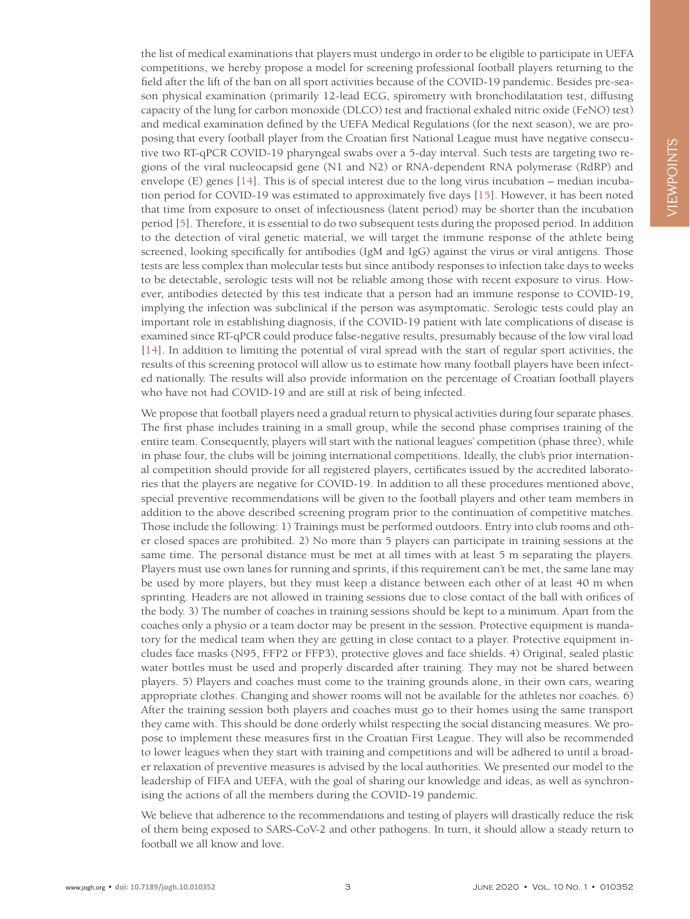the list of medical examinations that players must undergo in order to be eligible to participate in UEFA competitions, we hereby propose a model for screening professional football players returning to the field after the lift of the ban on all sport activities because of the COVID-19 pandemic. Besides pre-season physical examination (primarily 12-lead ECG, spirometry with bronchodilatation test, diffusing capacity of the lung for carbon monoxide (DLCO) test and fractional exhaled nitric oxide (FeNO) test) and medical examination defined by the UEFA Medical Regulations (for the next season), we are proposing that every football player from the Croatian first National League must have negative consecutive two RT-qPCR COVID-19 pharyngeal swabs over a 5-day interval. Such tests are targeting two regions of the viral nucleocapsid gene (N1 and N2) or RNA-dependent RNA polymerase (RdRP) and envelope (E) genes [14]. This is of special interest due to the long virus incubation – median incubation period for COVID-19 was estimated to approximately five days [15]. However, it has been noted that time from exposure to onset of infectiousness (latent period) may be shorter than the incubation period [5]. Therefore, it is essential to do two subsequent tests during the proposed period. In addition to the detection of viral genetic material, we will target the immune response of the athlete being screened, looking specifically for antibodies (IgM and IgG) against the virus or viral antigens. Those tests are less complex than molecular tests but since antibody responses to infection take days to weeks to be detectable, serologic tests will not be reliable among those with recent exposure to virus. However, antibodies detected by this test indicate that a person had an immune response to COVID-19, implying the infection was subclinical if the person was asymptomatic. Serologic tests could play an important role in establishing diagnosis, if the COVID-19 patient with late complications of disease is examined since RT-qPCR could produce false-negative results, presumably because of the low viral load [14]. In addition to limiting the potential of viral spread with the start of regular sport activities, the results of this screening protocol will allow us to estimate how many football players have been infected nationally. The results will also provide information on the percentage of Croatian football players who have not had COVID-19 and are still at risk of being infected.

We propose that football players need a gradual return to physical activities during four separate phases. The first phase includes training in a small group, while the second phase comprises training of the entire team. Consequently, players will start with the national leagues' competition (phase three), while in phase four, the clubs will be joining international competitions. Ideally, the club's prior international competition should provide for all registered players, certificates issued by the accredited laboratories that the players are negative for COVID-19. In addition to all these procedures mentioned above, special preventive recommendations will be given to the football players and other team members in addition to the above described screening program prior to the continuation of competitive matches. Those include the following: 1) Trainings must be performed outdoors. Entry into club rooms and other closed spaces are prohibited. 2) No more than 5 players can participate in training sessions at the same time. The personal distance must be met at all times with at least 5 m separating the players. Players must use own lanes for running and sprints, if this requirement can't be met, the same lane may be used by more players, but they must keep a distance between each other of at least 40 m when sprinting. Headers are not allowed in training sessions due to close contact of the ball with orifices of the body. 3) The number of coaches in training sessions should be kept to a minimum. Apart from the coaches only a physio or a team doctor may be present in the session. Protective equipment is mandatory for the medical team when they are getting in close contact to a player. Protective equipment includes face masks (N95, FFP2 or FFP3), protective gloves and face shields. 4) Original, sealed plastic water bottles must be used and properly discarded after training. They may not be shared between players. 5) Players and coaches must come to the training grounds alone, in their own cars, wearing appropriate clothes. Changing and shower rooms will not be available for the athletes nor coaches. 6) After the training session both players and coaches must go to their homes using the same transport they came with. This should be done orderly whilst respecting the social distancing measures. We propose to implement these measures first in the Croatian First League. They will also be recommended to lower leagues when they start with training and competitions and will be adhered to until a broader relaxation of preventive measures is advised by the local authorities. We presented our model to the leadership of FIFA and UEFA, with the goal of sharing our knowledge and ideas, as well as synchronising the actions of all the members during the COVID-19 pandemic.

We believe that adherence to the recommendations and testing of players will drastically reduce the risk of them being exposed to SARS-CoV-2 and other pathogens. In turn, it should allow a steady return to football we all know and love.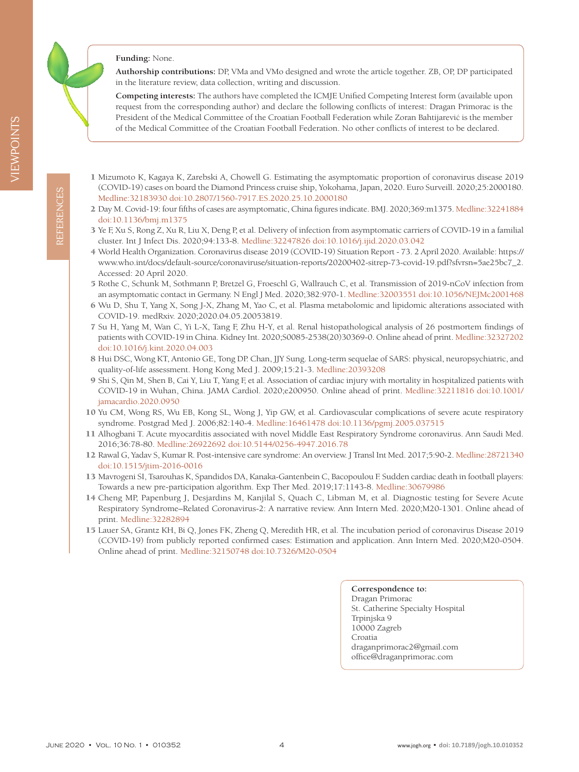**Funding:** None.

**Authorship contributions:** DP, VMa and VMo designed and wrote the article together. ZB, OP, DP participated in the literature review, data collection, writing and discussion.

**Competing interests:** The authors have completed the ICMJE Unified Competing Interest form (available upon request from the corresponding author) and declare the following conflicts of interest: Dragan Primorac is the President of the Medical Committee of the Croatian Football Federation while Zoran Bahtijarević is the member of the Medical Committee of the Croatian Football Federation. No other conflicts of interest to be declared.

## REFERENCES

1. Mizumoto K, Kagaya K, Zarebski A, Chowell G. Estimating the asymptomatic proportion of coronavirus disease 2019 (COVID-19) cases on board the Diamond Princess cruise ship, Yokohama, Japan, 2020. Euro Surveill. 2020;25:2000180. Medline:32183930 doi:10.2807/1560-7917.ES.2020.25.10.2000180
2. Day M. Covid-19: four fifths of cases are asymptomatic, China figures indicate. BMJ. 2020;369:m1375. Medline:32241884 doi:10.1136/bmj.m1375
3. Ye F, Xu S, Rong Z, Xu R, Liu X, Deng P, et al. Delivery of infection from asymptomatic carriers of COVID-19 in a familial cluster. Int J Infect Dis. 2020;94:133-8. Medline:32247826 doi:10.1016/j.ijid.2020.03.042
4. World Health Organization. Coronavirus disease 2019 (COVID-19) Situation Report - 73. 2 April 2020. Available: https://www.who.int/docs/default-source/coronaviruse/situation-reports/20200402-sitrep-73-covid-19.pdf?sfvrsn=5ae25bc7_2. Accessed: 20 April 2020.
5. Rothe C, Schunk M, Sothmann P, Bretzel G, Froeschl G, Wallrauch C, et al. Transmission of 2019-nCoV infection from an asymptomatic contact in Germany. N Engl J Med. 2020;382:970-1. Medline:32003551 doi:10.1056/NEJMc2001468
6. Wu D, Shu T, Yang X, Song J-X, Zhang M, Yao C, et al. Plasma metabolomic and lipidomic alterations associated with COVID-19. medRxiv. 2020;2020.04.05.20053819.
7. Su H, Yang M, Wan C, Yi L-X, Tang F, Zhu H-Y, et al. Renal histopathological analysis of 26 postmortem findings of patients with COVID-19 in China. Kidney Int. 2020;S0085-2538(20)30369-0. Online ahead of print. Medline:32327202 doi:10.1016/j.kint.2020.04.003
8. Hui DSC, Wong KT, Antonio GE, Tong DP. Chan, JJY Sung. Long-term sequelae of SARS: physical, neuropsychiatric, and quality-of-life assessment. Hong Kong Med J. 2009;15:21-3. Medline:20393208
9. Shi S, Qin M, Shen B, Cai Y, Liu T, Yang F, et al. Association of cardiac injury with mortality in hospitalized patients with COVID-19 in Wuhan, China. JAMA Cardiol. 2020;e200950. Online ahead of print. Medline:32211816 doi:10.1001/jamacardio.2020.0950
10. Yu CM, Wong RS, Wu EB, Kong SL, Wong J, Yip GW, et al. Cardiovascular complications of severe acute respiratory syndrome. Postgrad Med J. 2006;82:140-4. Medline:16461478 doi:10.1136/pgmj.2005.037515
11. Alhogbani T. Acute myocarditis associated with novel Middle East Respiratory Syndrome coronavirus. Ann Saudi Med. 2016;36:78-80. Medline:26922692 doi:10.5144/0256-4947.2016.78
12. Rawal G, Yadav S, Kumar R. Post-intensive care syndrome: An overview. J Transl Int Med. 2017;5:90-2. Medline:28721340 doi:10.1515/jtim-2016-0016
13. Mavrogeni SI, Tsarouhas K, Spandidos DA, Kanaka-Gantenbein C, Bacopoulou F. Sudden cardiac death in football players: Towards a new pre-participation algorithm. Exp Ther Med. 2019;17:1143-8. Medline:30679986
14. Cheng MP, Papenburg J, Desjardins M, Kanjilal S, Quach C, Libman M, et al. Diagnostic testing for Severe Acute Respiratory Syndrome–Related Coronavirus-2: A narrative review. Ann Intern Med. 2020;M20-1301. Online ahead of print. Medline:32282894
15. Lauer SA, Grantz KH, Bi Q, Jones FK, Zheng Q, Meredith HR, et al. The incubation period of coronavirus Disease 2019 (COVID-19) from publicly reported confirmed cases: Estimation and application. Ann Intern Med. 2020;M20-0504. Online ahead of print. Medline:32150748 doi:10.7326/M20-0504

**Correspondence to:**
Dragan Primorac
St. Catherine Specialty Hospital
Trpinjska 9
10000 Zagreb
Croatia
draganprimorac2@gmail.com
office@draganprimorac.com